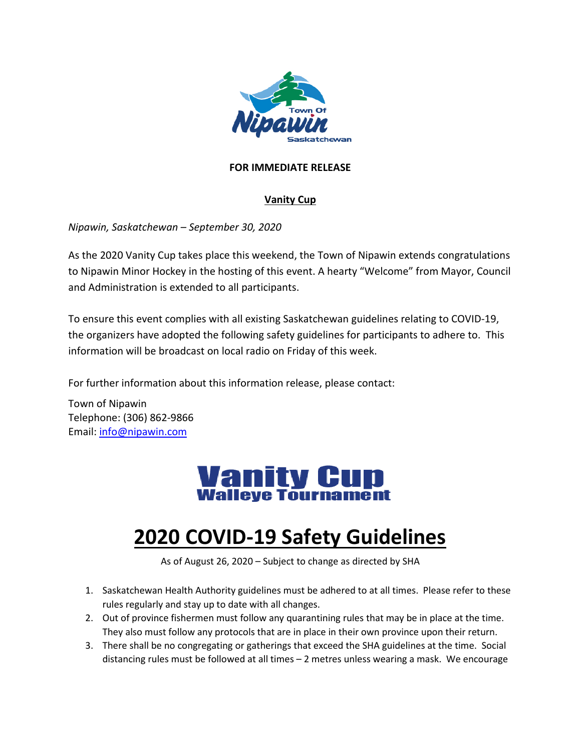**FOR IMMEDIATE RELEASE**

**Vanity Cup**

*Nipawin, Saskatchewan – September 30, 2020*

As the 2020 Vanity Cup takes place this weekend, the Town of Nipawin extends congratulations to Nipawin Minor Hockey in the hosting of this event. A hearty "Welcome" from Mayor, Council and Administration is extended to all participants.

To ensure this event complies with all existing Saskatchewan guidelines relating to COVID-19, the organizers have adopted the following safety guidelines for participants to adhere to. This information will be broadcast on local radio on Friday of this week.

For further information about this information release, please contact:

Town of Nipawin
Telephone: (306) 862-9866
Email: info@nipawin.com

**Vanity Cup**
**Walleye Tournament**

# 2020 COVID-19 Safety Guidelines

As of August 26, 2020 – Subject to change as directed by SHA

1. Saskatchewan Health Authority guidelines must be adhered to at all times. Please refer to these rules regularly and stay up to date with all changes.
2. Out of province fishermen must follow any quarantining rules that may be in place at the time. They also must follow any protocols that are in place in their own province upon their return.
3. There shall be no congregating or gatherings that exceed the SHA guidelines at the time. Social distancing rules must be followed at all times – 2 metres unless wearing a mask. We encourage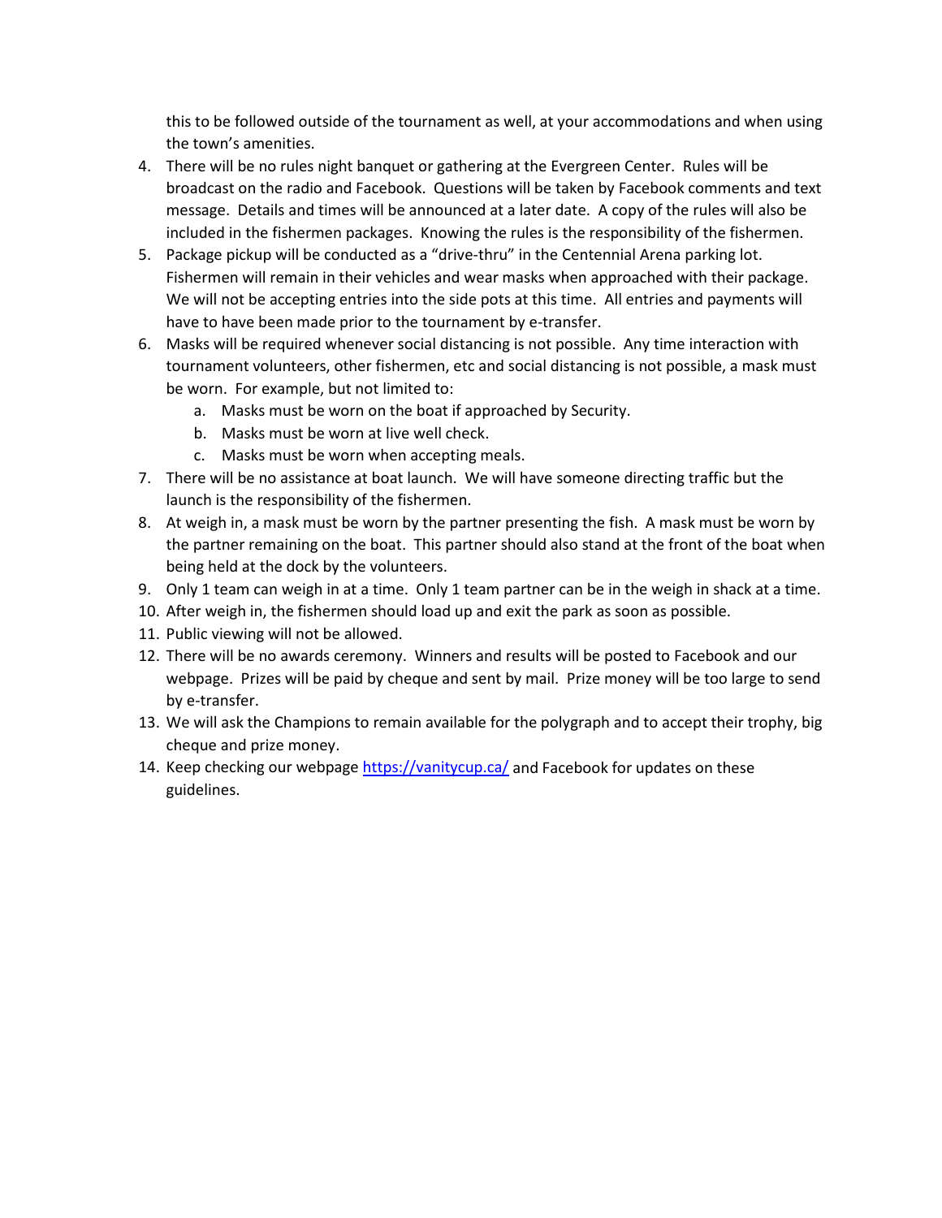this to be followed outside of the tournament as well, at your accommodations and when using the town's amenities.

4. There will be no rules night banquet or gathering at the Evergreen Center. Rules will be broadcast on the radio and Facebook. Questions will be taken by Facebook comments and text message. Details and times will be announced at a later date. A copy of the rules will also be included in the fishermen packages. Knowing the rules is the responsibility of the fishermen.
5. Package pickup will be conducted as a "drive-thru" in the Centennial Arena parking lot. Fishermen will remain in their vehicles and wear masks when approached with their package. We will not be accepting entries into the side pots at this time. All entries and payments will have to have been made prior to the tournament by e-transfer.
6. Masks will be required whenever social distancing is not possible. Any time interaction with tournament volunteers, other fishermen, etc and social distancing is not possible, a mask must be worn. For example, but not limited to:
   a. Masks must be worn on the boat if approached by Security.
   b. Masks must be worn at live well check.
   c. Masks must be worn when accepting meals.
7. There will be no assistance at boat launch. We will have someone directing traffic but the launch is the responsibility of the fishermen.
8. At weigh in, a mask must be worn by the partner presenting the fish. A mask must be worn by the partner remaining on the boat. This partner should also stand at the front of the boat when being held at the dock by the volunteers.
9. Only 1 team can weigh in at a time. Only 1 team partner can be in the weigh in shack at a time.
10. After weigh in, the fishermen should load up and exit the park as soon as possible.
11. Public viewing will not be allowed.
12. There will be no awards ceremony. Winners and results will be posted to Facebook and our webpage. Prizes will be paid by cheque and sent by mail. Prize money will be too large to send by e-transfer.
13. We will ask the Champions to remain available for the polygraph and to accept their trophy, big cheque and prize money.
14. Keep checking our webpage https://vanitycup.ca/ and Facebook for updates on these guidelines.